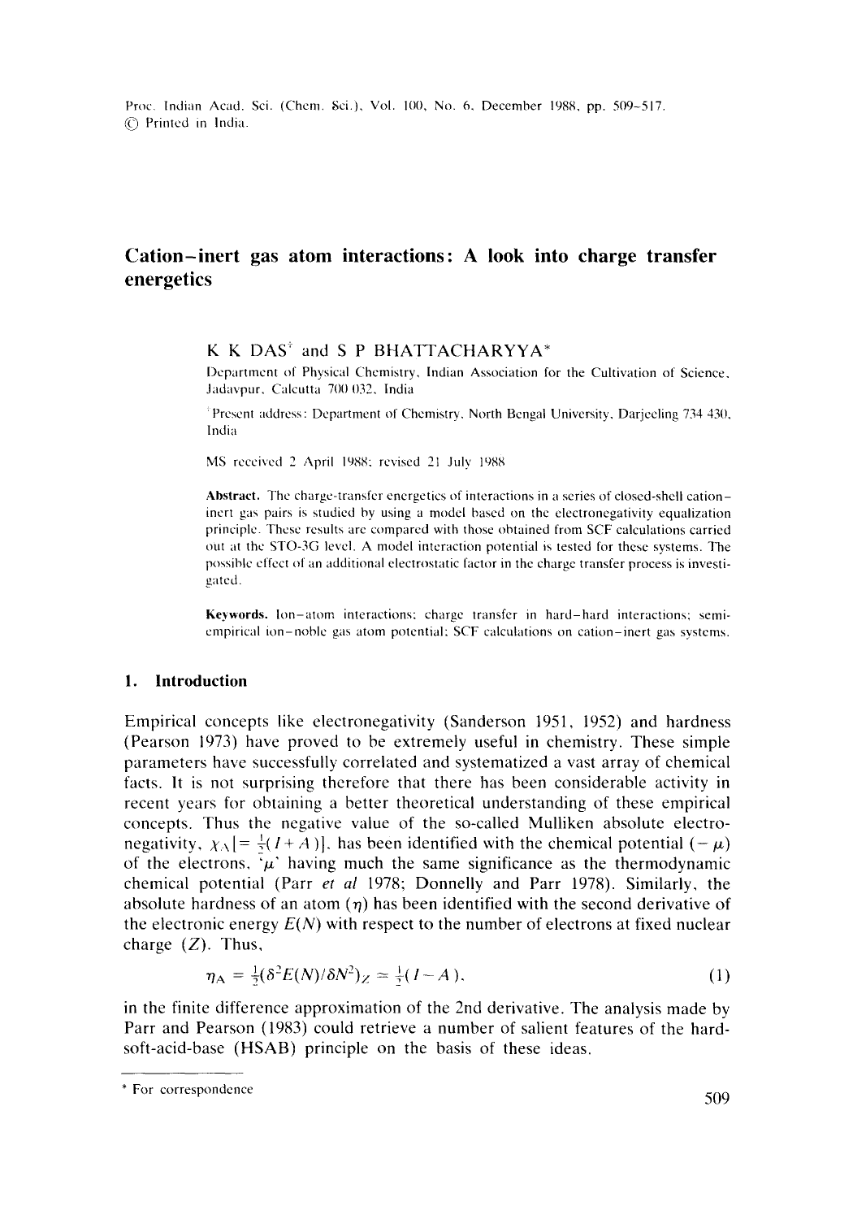# Cation–inert gas atom interactions: A look into charge transfer energetics

K K DAS[†] and S P BHATTACHARYYA*

Department of Physical Chemistry, Indian Association for the Cultivation of Science, Jadavpur, Calcutta 700 032, India

[†]Present address: Department of Chemistry, North Bengal University, Darjeeling 734 430, India

MS received 2 April 1988; revised 21 July 1988

**Abstract.** The charge-transfer energetics of interactions in a series of closed-shell cation–inert gas pairs is studied by using a model based on the electronegativity equalization principle. These results are compared with those obtained from SCF calculations carried out at the STO-3G level. A model interaction potential is tested for these systems. The possible effect of an additional electrostatic factor in the charge transfer process is investigated.

**Keywords.** Ion–atom interactions; charge transfer in hard–hard interactions; semi-empirical ion–noble gas atom potential; SCF calculations on cation–inert gas systems.

## 1. Introduction

Empirical concepts like electronegativity (Sanderson 1951, 1952) and hardness (Pearson 1973) have proved to be extremely useful in chemistry. These simple parameters have successfully correlated and systematized a vast array of chemical facts. It is not surprising therefore that there has been considerable activity in recent years for obtaining a better theoretical understanding of these empirical concepts. Thus the negative value of the so-called Mulliken absolute electronegativity, $\chi_A [= \frac{1}{2}(I + A)]$, has been identified with the chemical potential $(-\mu)$ of the electrons, '$\mu$' having much the same significance as the thermodynamic chemical potential (Parr *et al* 1978; Donnelly and Parr 1978). Similarly, the absolute hardness of an atom $(\eta)$ has been identified with the second derivative of the electronic energy $E(N)$ with respect to the number of electrons at fixed nuclear charge $(Z)$. Thus,

$$\eta_A = \tfrac{1}{2}(\delta^2 E(N)/\delta N^2)_Z \simeq \tfrac{1}{2}(I - A), \tag{1}$$

in the finite difference approximation of the 2nd derivative. The analysis made by Parr and Pearson (1983) could retrieve a number of salient features of the hard-soft-acid-base (HSAB) principle on the basis of these ideas.

---

\* For correspondence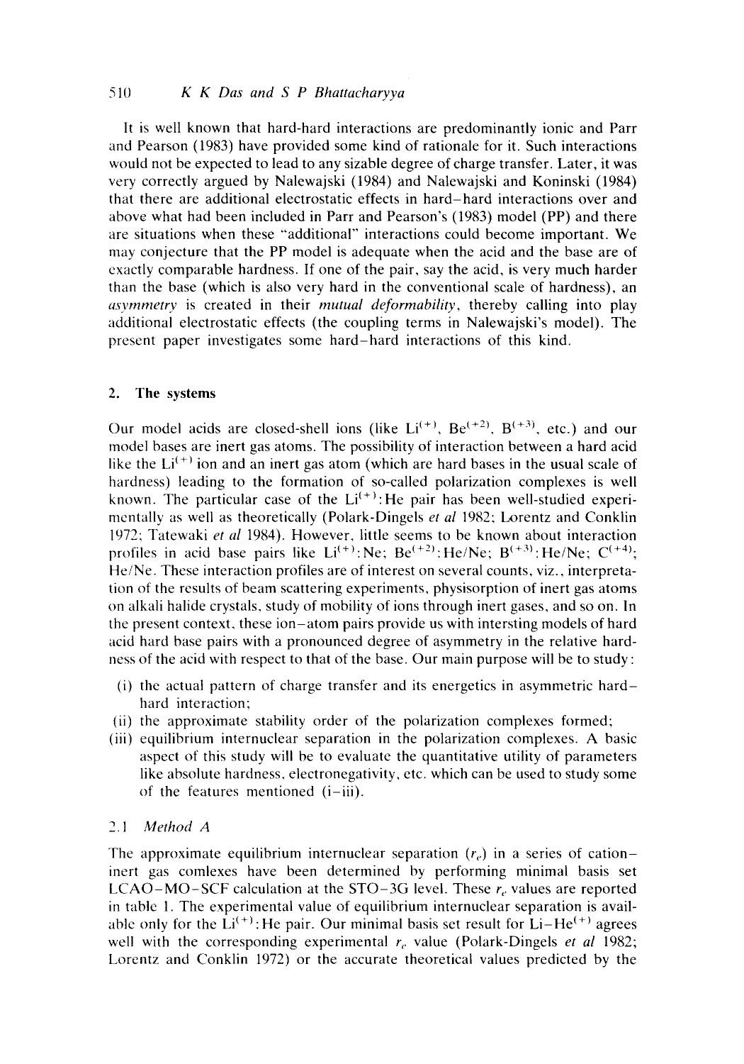It is well known that hard-hard interactions are predominantly ionic and Parr and Pearson (1983) have provided some kind of rationale for it. Such interactions would not be expected to lead to any sizable degree of charge transfer. Later, it was very correctly argued by Nalewajski (1984) and Nalewajski and Koninski (1984) that there are additional electrostatic effects in hard–hard interactions over and above what had been included in Parr and Pearson's (1983) model (PP) and there are situations when these "additional" interactions could become important. We may conjecture that the PP model is adequate when the acid and the base are of exactly comparable hardness. If one of the pair, say the acid, is very much harder than the base (which is also very hard in the conventional scale of hardness), an *asymmetry* is created in their *mutual deformability*, thereby calling into play additional electrostatic effects (the coupling terms in Nalewajski's model). The present paper investigates some hard–hard interactions of this kind.

## 2. The systems

Our model acids are closed-shell ions (like $Li^{(+)}$, $Be^{(+2)}$, $B^{(+3)}$, etc.) and our model bases are inert gas atoms. The possibility of interaction between a hard acid like the $Li^{(+)}$ ion and an inert gas atom (which are hard bases in the usual scale of hardness) leading to the formation of so-called polarization complexes is well known. The particular case of the $Li^{(+)}$:He pair has been well-studied experimentally as well as theoretically (Polark-Dingels *et al* 1982; Lorentz and Conklin 1972; Tatewaki *et al* 1984). However, little seems to be known about interaction profiles in acid base pairs like $Li^{(+)}$:Ne; $Be^{(+2)}$:He/Ne; $B^{(+3)}$:He/Ne; $C^{(+4)}$; He/Ne. These interaction profiles are of interest on several counts, viz., interpretation of the results of beam scattering experiments, physisorption of inert gas atoms on alkali halide crystals, study of mobility of ions through inert gases, and so on. In the present context, these ion–atom pairs provide us with intersting models of hard acid hard base pairs with a pronounced degree of asymmetry in the relative hardness of the acid with respect to that of the base. Our main purpose will be to study:

(i) the actual pattern of charge transfer and its energetics in asymmetric hard–hard interaction;
(ii) the approximate stability order of the polarization complexes formed;
(iii) equilibrium internuclear separation in the polarization complexes. A basic aspect of this study will be to evaluate the quantitative utility of parameters like absolute hardness, electronegativity, etc. which can be used to study some of the features mentioned (i–iii).

### 2.1 *Method A*

The approximate equilibrium internuclear separation ($r_e$) in a series of cation–inert gas comlexes have been determined by performing minimal basis set LCAO–MO–SCF calculation at the STO–3G level. These $r_e$ values are reported in table 1. The experimental value of equilibrium internuclear separation is available only for the $Li^{(+)}$:He pair. Our minimal basis set result for $Li–He^{(+)}$ agrees well with the corresponding experimental $r_e$ value (Polark-Dingels *et al* 1982; Lorentz and Conklin 1972) or the accurate theoretical values predicted by the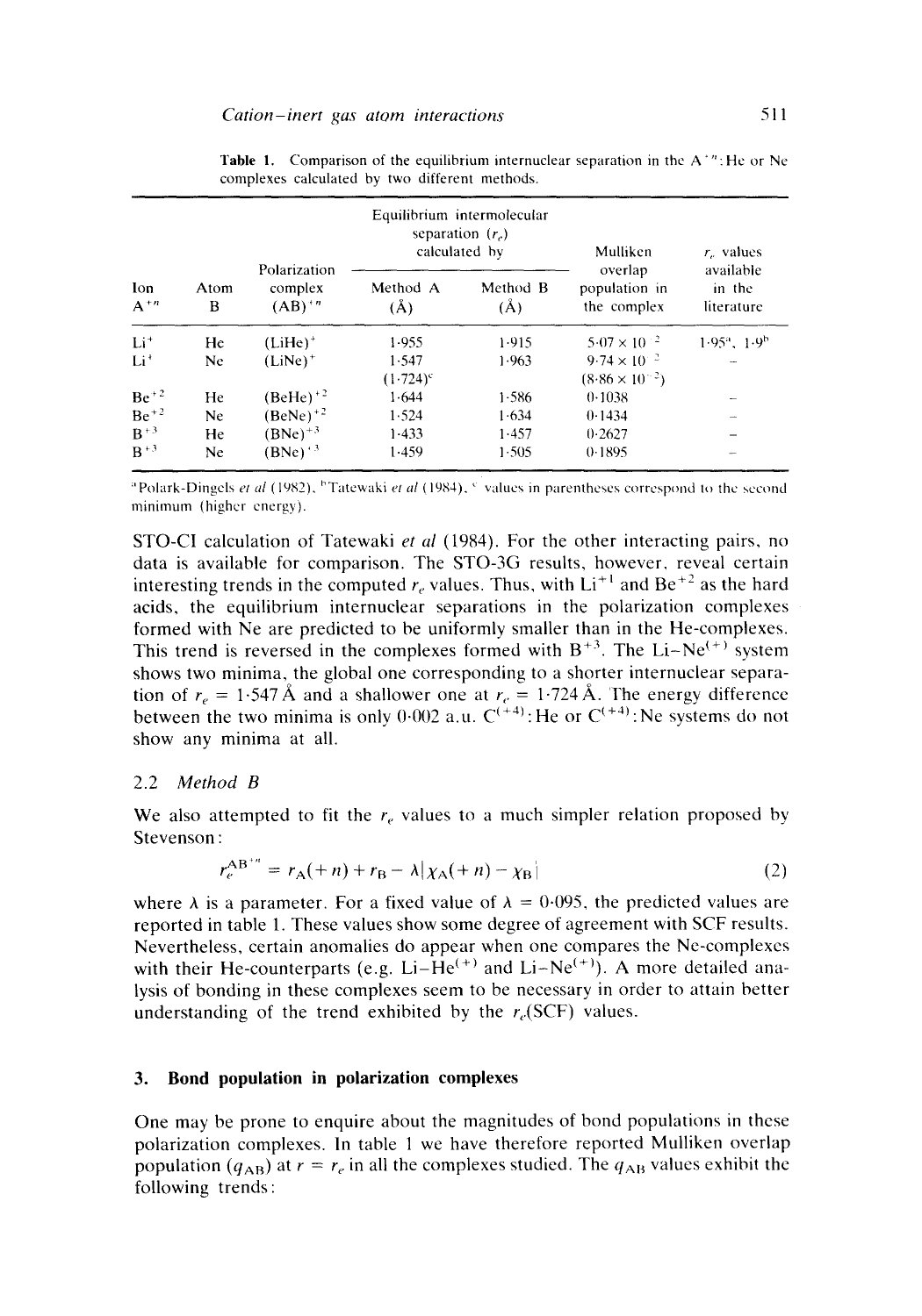**Table 1.** Comparison of the equilibrium internuclear separation in the $A^{+n}$:He or Ne complexes calculated by two different methods.

| Ion $A^{+n}$ | Atom B | Polarization complex $(AB)^{+n}$ | Equilibrium intermolecular separation ($r_e$) calculated by Method A (Å) | Method B (Å) | Mulliken overlap population in the complex | $r_e$ values available in the literature |
|---|---|---|---|---|---|---|
| $Li^+$ | He | $(LiHe)^+$ | 1·955 | 1·915 | $5·07 \times 10^{-2}$ | 1·95[a], 1·9[b] |
| $Li^+$ | Ne | $(LiNe)^+$ | 1·547 (1·724)[c] | 1·963 | $9·74 \times 10^{-2}$ ($8·86 \times 10^{-2}$) | – |
| $Be^{+2}$ | He | $(BeHe)^{+2}$ | 1·644 | 1·586 | 0·1038 | – |
| $Be^{+2}$ | Ne | $(BeNe)^{+2}$ | 1·524 | 1·634 | 0·1434 | – |
| $B^{+3}$ | He | $(BNe)^{+3}$ | 1·433 | 1·457 | 0·2627 | – |
| $B^{+3}$ | Ne | $(BNe)^{+3}$ | 1·459 | 1·505 | 0·1895 | – |

[a]Polark-Dingels *et al* (1982), [b]Tatewaki *et al* (1984), [c] values in parentheses correspond to the second minimum (higher energy).

STO-CI calculation of Tatewaki *et al* (1984). For the other interacting pairs, no data is available for comparison. The STO-3G results, however, reveal certain interesting trends in the computed $r_e$ values. Thus, with $Li^{+1}$ and $Be^{+2}$ as the hard acids, the equilibrium internuclear separations in the polarization complexes formed with Ne are predicted to be uniformly smaller than in the He-complexes. This trend is reversed in the complexes formed with $B^{+3}$. The Li–$Ne^{(+)}$ system shows two minima, the global one corresponding to a shorter internuclear separation of $r_e = 1·547$ Å and a shallower one at $r_e = 1·724$ Å. The energy difference between the two minima is only 0·002 a.u. $C^{(+4)}$:He or $C^{(+4)}$:Ne systems do not show any minima at all.

### 2.2 *Method B*

We also attempted to fit the $r_e$ values to a much simpler relation proposed by Stevenson:

$$r_e^{AB^{+n}} = r_A(+n) + r_B - \lambda|\chi_A(+n) - \chi_B| \tag{2}$$

where $\lambda$ is a parameter. For a fixed value of $\lambda = 0·095$, the predicted values are reported in table 1. These values show some degree of agreement with SCF results. Nevertheless, certain anomalies do appear when one compares the Ne-complexes with their He-counterparts (e.g. Li–$He^{(+)}$ and Li–$Ne^{(+)}$). A more detailed analysis of bonding in these complexes seem to be necessary in order to attain better understanding of the trend exhibited by the $r_e$(SCF) values.

## 3. Bond population in polarization complexes

One may be prone to enquire about the magnitudes of bond populations in these polarization complexes. In table 1 we have therefore reported Mulliken overlap population ($q_{AB}$) at $r = r_e$ in all the complexes studied. The $q_{AB}$ values exhibit the following trends: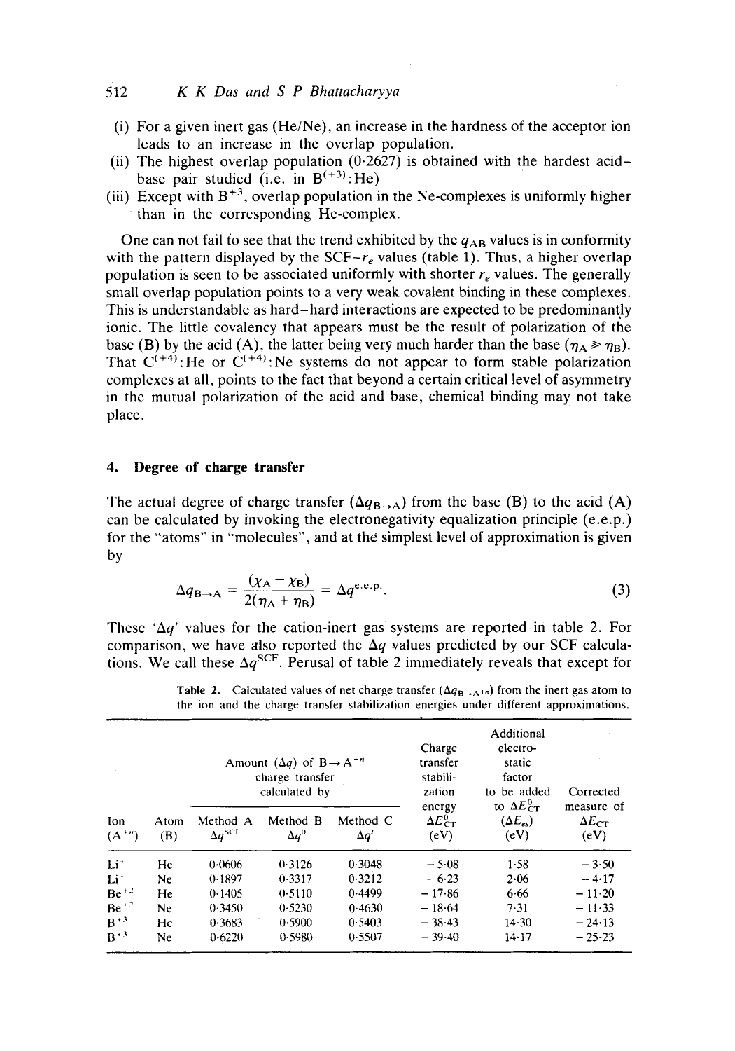(i) For a given inert gas (He/Ne), an increase in the hardness of the acceptor ion leads to an increase in the overlap population.
(ii) The highest overlap population (0·2627) is obtained with the hardest acid–base pair studied (i.e. in $B^{(+3)}$:He)
(iii) Except with $B^{+3}$, overlap population in the Ne-complexes is uniformly higher than in the corresponding He-complex.

One can not fail to see that the trend exhibited by the $q_{AB}$ values is in conformity with the pattern displayed by the SCF–$r_e$ values (table 1). Thus, a higher overlap population is seen to be associated uniformly with shorter $r_e$ values. The generally small overlap population points to a very weak covalent binding in these complexes. This is understandable as hard–hard interactions are expected to be predominantly ionic. The little covalency that appears must be the result of polarization of the base (B) by the acid (A), the latter being very much harder than the base ($\eta_A \gg \eta_B$). That $C^{(+4)}$:He or $C^{(+4)}$:Ne systems do not appear to form stable polarization complexes at all, points to the fact that beyond a certain critical level of asymmetry in the mutual polarization of the acid and base, chemical binding may not take place.

## 4. Degree of charge transfer

The actual degree of charge transfer ($\Delta q_{B\to A}$) from the base (B) to the acid (A) can be calculated by invoking the electronegativity equalization principle (e.e.p.) for the "atoms" in "molecules", and at the simplest level of approximation is given by

$$\Delta q_{B\to A} = \frac{(\chi_A - \chi_B)}{2(\eta_A + \eta_B)} = \Delta q^{\text{e.e.p.}}. \tag{3}$$

These '$\Delta q$' values for the cation-inert gas systems are reported in table 2. For comparison, we have also reported the $\Delta q$ values predicted by our SCF calculations. We call these $\Delta q^{SCF}$. Perusal of table 2 immediately reveals that except for

**Table 2.** Calculated values of net charge transfer ($\Delta q_{B\to A^{+n}}$) from the inert gas atom to the ion and the charge transfer stabilization energies under different approximations.

| Ion ($A^{+n}$) | Atom (B) | Amount ($\Delta q$) of $B \to A^{+n}$ charge transfer calculated by | | | Charge transfer stabilization energy $\Delta E^0_{CT}$ (eV) | Additional electrostatic factor to be added to $\Delta E^0_{CT}$ ($\Delta E_{es}$) (eV) | Corrected measure of $\Delta E_{CT}$ (eV) |
|---|---|---|---|---|---|---|---|
| | | Method A $\Delta q^{SCF}$ | Method B $\Delta q^0$ | Method C $\Delta q'$ | | | |
| $Li^+$ | He | 0·0606 | 0·3126 | 0·3048 | −5·08 | 1·58 | −3·50 |
| $Li^+$ | Ne | 0·1897 | 0·3317 | 0·3212 | −6·23 | 2·06 | −4·17 |
| $Be^{+2}$ | He | 0·1405 | 0·5110 | 0·4499 | −17·86 | 6·66 | −11·20 |
| $Be^{+2}$ | Ne | 0·3450 | 0·5230 | 0·4630 | −18·64 | 7·31 | −11·33 |
| $B^{+3}$ | He | 0·3683 | 0·5900 | 0·5403 | −38·43 | 14·30 | −24·13 |
| $B^{+3}$ | Ne | 0·6220 | 0·5980 | 0·5507 | −39·40 | 14·17 | −25·23 |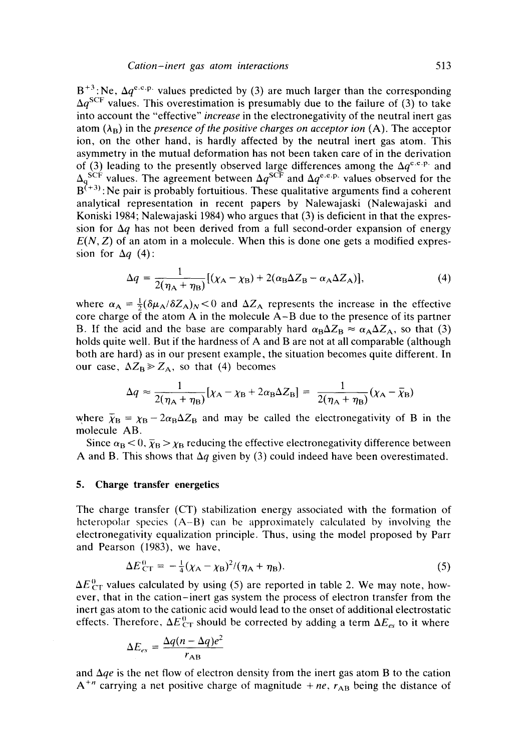$B^{+3}$:Ne, $\Delta q^{\text{e.c.p.}}$ values predicted by (3) are much larger than the corresponding $\Delta q^{\text{SCF}}$ values. This overestimation is presumably due to the failure of (3) to take into account the "effective" *increase* in the electronegativity of the neutral inert gas atom ($\lambda_B$) in the *presence of the positive charges on acceptor ion* (A). The acceptor ion, on the other hand, is hardly affected by the neutral inert gas atom. This asymmetry in the mutual deformation has not been taken care of in the derivation of (3) leading to the presently observed large differences among the $\Delta q^{\text{e.c.p.}}$ and $\Delta_q{}^{\text{SCF}}$ values. The agreement between $\Delta q^{\text{SCF}}$ and $\Delta q^{\text{e.c.p.}}$ values observed for the $B^{(+3)}$:Ne pair is probably fortuitious. These qualitative arguments find a coherent analytical representation in recent papers by Nalewajaski (Nalewajaski and Koniski 1984; Nalewajaski 1984) who argues that (3) is deficient in that the expression for $\Delta q$ has not been derived from a full second-order expansion of energy $E(N, Z)$ of an atom in a molecule. When this is done one gets a modified expression for $\Delta q$ (4):

$$\Delta q = \frac{1}{2(\eta_A + \eta_B)}[(\chi_A - \chi_B) + 2(\alpha_B \Delta Z_B - \alpha_A \Delta Z_A)], \tag{4}$$

where $\alpha_A = \frac{1}{2}(\delta \mu_A / \delta Z_A)_N < 0$ and $\Delta Z_A$ represents the increase in the effective core charge of the atom A in the molecule A–B due to the presence of its partner B. If the acid and the base are comparably hard $\alpha_B \Delta Z_B \approx \alpha_A \Delta Z_A$, so that (3) holds quite well. But if the hardness of A and B are not at all comparable (although both are hard) as in our present example, the situation becomes quite different. In our case, $\Delta Z_B \gg Z_A$, so that (4) becomes

$$\Delta q \approx \frac{1}{2(\eta_A + \eta_B)}[\chi_A - \chi_B + 2\alpha_B \Delta Z_B] = \frac{1}{2(\eta_A + \eta_B)}(\chi_A - \bar{\chi}_B)$$

where $\bar{\chi}_B = \chi_B - 2\alpha_B \Delta Z_B$ and may be called the electronegativity of B in the molecule AB.

Since $\alpha_B < 0$, $\bar{\chi}_B > \chi_B$ reducing the effective electronegativity difference between A and B. This shows that $\Delta q$ given by (3) could indeed have been overestimated.

## 5. Charge transfer energetics

The charge transfer (CT) stabilization energy associated with the formation of heteropolar species (A–B) can be approximately calculated by involving the electronegativity equalization principle. Thus, using the model proposed by Parr and Pearson (1983), we have,

$$\Delta E_{\text{CT}}^{0} = -\tfrac{1}{4}(\chi_A - \chi_B)^2/(\eta_A + \eta_B). \tag{5}$$

$\Delta E_{\text{CT}}^{0}$ values calculated by using (5) are reported in table 2. We may note, however, that in the cation–inert gas system the process of electron transfer from the inert gas atom to the cationic acid would lead to the onset of additional electrostatic effects. Therefore, $\Delta E_{\text{CT}}^{0}$ should be corrected by adding a term $\Delta E_{es}$ to it where

$$\Delta E_{es} = \frac{\Delta q(n - \Delta q)e^2}{r_{AB}}$$

and $\Delta q e$ is the net flow of electron density from the inert gas atom B to the cation $A^{+n}$ carrying a net positive charge of magnitude $+ne$, $r_{AB}$ being the distance of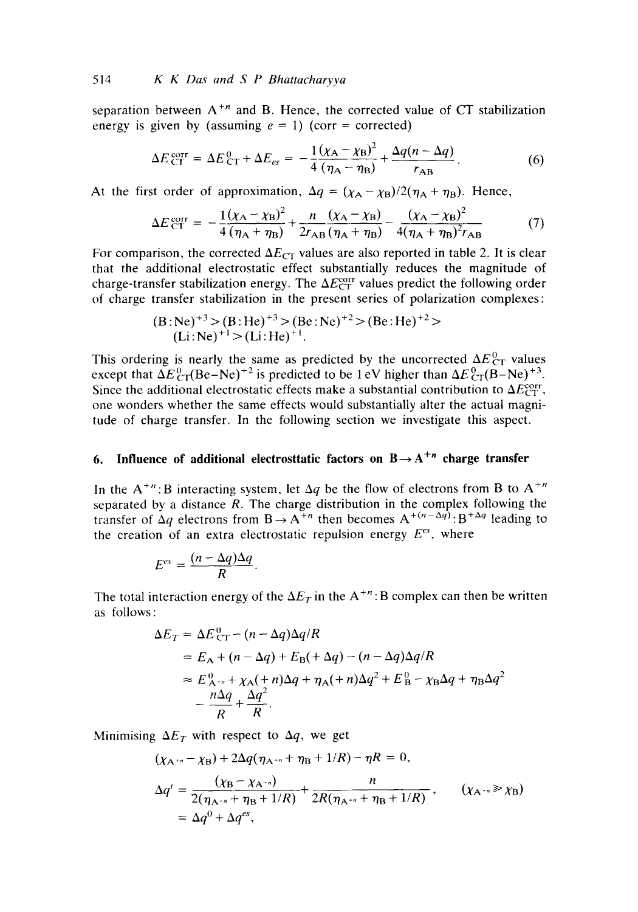separation between $A^{+n}$ and B. Hence, the corrected value of CT stabilization energy is given by (assuming $e = 1$) (corr = corrected)

$$\Delta E_{CT}^{corr} = \Delta E_{CT}^{0} + \Delta E_{es} = -\frac{1}{4}\frac{(\chi_A - \chi_B)^2}{(\eta_A - \eta_B)} + \frac{\Delta q(n - \Delta q)}{r_{AB}}. \tag{6}$$

At the first order of approximation, $\Delta q = (\chi_A - \chi_B)/2(\eta_A + \eta_B)$. Hence,

$$\Delta E_{CT}^{corr} = -\frac{1}{4}\frac{(\chi_A - \chi_B)^2}{(\eta_A + \eta_B)} + \frac{n}{2r_{AB}}\frac{(\chi_A - \chi_B)}{(\eta_A + \eta_B)} - \frac{(\chi_A - \chi_B)^2}{4(\eta_A + \eta_B)^2 r_{AB}} \tag{7}$$

For comparison, the corrected $\Delta E_{CT}$ values are also reported in table 2. It is clear that the additional electrostatic effect substantially reduces the magnitude of charge-transfer stabilization energy. The $\Delta E_{CT}^{corr}$ values predict the following order of charge transfer stabilization in the present series of polarization complexes:

$$(B:Ne)^{+3} > (B:He)^{+3} > (Be:Ne)^{+2} > (Be:He)^{+2} > (Li:Ne)^{+1} > (Li:He)^{+1}.$$

This ordering is nearly the same as predicted by the uncorrected $\Delta E_{CT}^{0}$ values except that $\Delta E_{CT}^{0}(Be-Ne)^{+2}$ is predicted to be 1 eV higher than $\Delta E_{CT}^{0}(B-Ne)^{+3}$. Since the additional electrostatic effects make a substantial contribution to $\Delta E_{CT}^{corr}$, one wonders whether the same effects would substantially alter the actual magnitude of charge transfer. In the following section we investigate this aspect.

## 6. Influence of additional electrosttatic factors on $B \rightarrow A^{+n}$ charge transfer

In the $A^{+n}$:B interacting system, let $\Delta q$ be the flow of electrons from B to $A^{+n}$ separated by a distance $R$. The charge distribution in the complex following the transfer of $\Delta q$ electrons from $B \rightarrow A^{+n}$ then becomes $A^{+(n-\Delta q)}:B^{+\Delta q}$ leading to the creation of an extra electrostatic repulsion energy $E^{es}$, where

$$E^{es} = \frac{(n - \Delta q)\Delta q}{R}.$$

The total interaction energy of the $\Delta E_T$ in the $A^{+n}$:B complex can then be written as follows:

$$\begin{aligned}
\Delta E_T &= \Delta E_{CT}^{0} - (n - \Delta q)\Delta q/R \\
&= E_A + (n - \Delta q) + E_B(+\Delta q) - (n - \Delta q)\Delta q/R \\
&\approx E_{A^{+n}}^{0} + \chi_A(+n)\Delta q + \eta_A(+n)\Delta q^2 + E_B^0 - \chi_B\Delta q + \eta_B\Delta q^2 \\
&\quad - \frac{n\Delta q}{R} + \frac{\Delta q^2}{R}.
\end{aligned}$$

Minimising $\Delta E_T$ with respect to $\Delta q$, we get

$$(\chi_{A^{+n}} - \chi_B) + 2\Delta q(\eta_{A^{+n}} + \eta_B + 1/R) - \eta R = 0,$$

$$\begin{aligned}
\Delta q' &= \frac{(\chi_B - \chi_{A^{+n}})}{2(\eta_{A^{+n}} + \eta_B + 1/R)} + \frac{n}{2R(\eta_{A^{+n}} + \eta_B + 1/R)}, \qquad (\chi_{A^{+n}} \gg \chi_B) \\
&= \Delta q^0 + \Delta q^{es},
\end{aligned}$$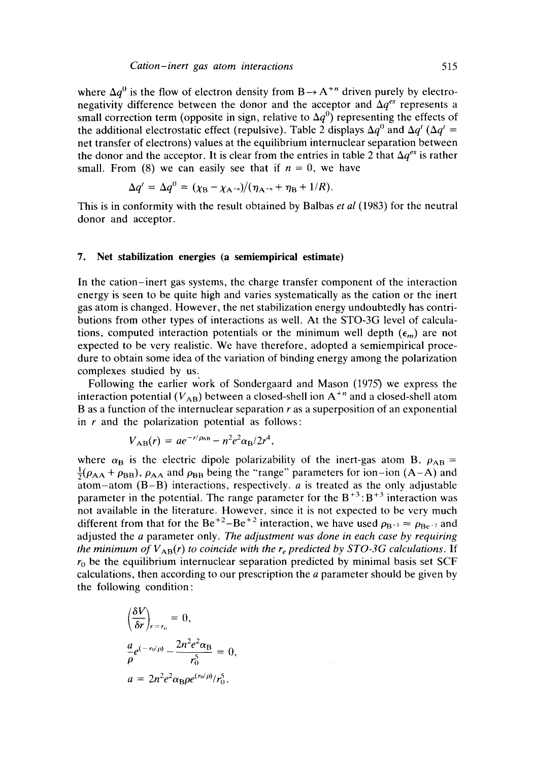where $\Delta q^0$ is the flow of electron density from $B \rightarrow A^{+n}$ driven purely by electronegativity difference between the donor and the acceptor and $\Delta q^{es}$ represents a small correction term (opposite in sign, relative to $\Delta q^0$) representing the effects of the additional electrostatic effect (repulsive). Table 2 displays $\Delta q^0$ and $\Delta q^t$ ($\Delta q^t$ = net transfer of electrons) values at the equilibrium internuclear separation between the donor and the acceptor. It is clear from the entries in table 2 that $\Delta q^{es}$ is rather small. From (8) we can easily see that if $n = 0$, we have

$$\Delta q^t = \Delta q^0 = (\chi_B - \chi_{A^{+n}})/(\eta_{A^{+n}} + \eta_B + 1/R).$$

This is in conformity with the result obtained by Balbas *et al* (1983) for the neutral donor and acceptor.

## 7. Net stabilization energies (a semiempirical estimate)

In the cation–inert gas systems, the charge transfer component of the interaction energy is seen to be quite high and varies systematically as the cation or the inert gas atom is changed. However, the net stabilization energy undoubtedly has contributions from other types of interactions as well. At the STO-3G level of calculations, computed interaction potentials or the minimum well depth ($\epsilon_m$) are not expected to be very realistic. We have therefore, adopted a semiempirical procedure to obtain some idea of the variation of binding energy among the polarization complexes studied by us.

Following the earlier work of Sondergaard and Mason (1975) we express the interaction potential ($V_{AB}$) between a closed-shell ion $A^{+n}$ and a closed-shell atom B as a function of the internuclear separation $r$ as a superposition of an exponential in $r$ and the polarization potential as follows:

$$V_{AB}(r) = a e^{-r/\rho_{AB}} - n^2 e^2 \alpha_B / 2r^4,$$

where $\alpha_B$ is the electric dipole polarizability of the inert-gas atom B, $\rho_{AB} = \frac{1}{2}(\rho_{AA} + \rho_{BB})$, $\rho_{AA}$ and $\rho_{BB}$ being the "range" parameters for ion–ion (A–A) and atom–atom (B–B) interactions, respectively. $a$ is treated as the only adjustable parameter in the potential. The range parameter for the $B^{+3}:B^{+3}$ interaction was not available in the literature. However, since it is not expected to be very much different from that for the $Be^{+2}$–$Be^{+2}$ interaction, we have used $\rho_{B^{+3}} \approx \rho_{Be^{+2}}$ and adjusted the $a$ parameter only. *The adjustment was done in each case by requiring the minimum of $V_{AB}(r)$ to coincide with the $r_e$ predicted by STO-3G calculations.* If $r_0$ be the equilibrium internuclear separation predicted by minimal basis set SCF calculations, then according to our prescription the $a$ parameter should be given by the following condition:

$$\left(\frac{\delta V}{\delta r}\right)_{r=r_0} = 0,$$

$$\frac{a}{\rho} e^{(-r_0/\rho)} - \frac{2n^2 e^2 \alpha_B}{r_0^5} = 0,$$

$$a = 2n^2 e^2 \alpha_B \rho e^{(r_0/\rho)} / r_0^5.$$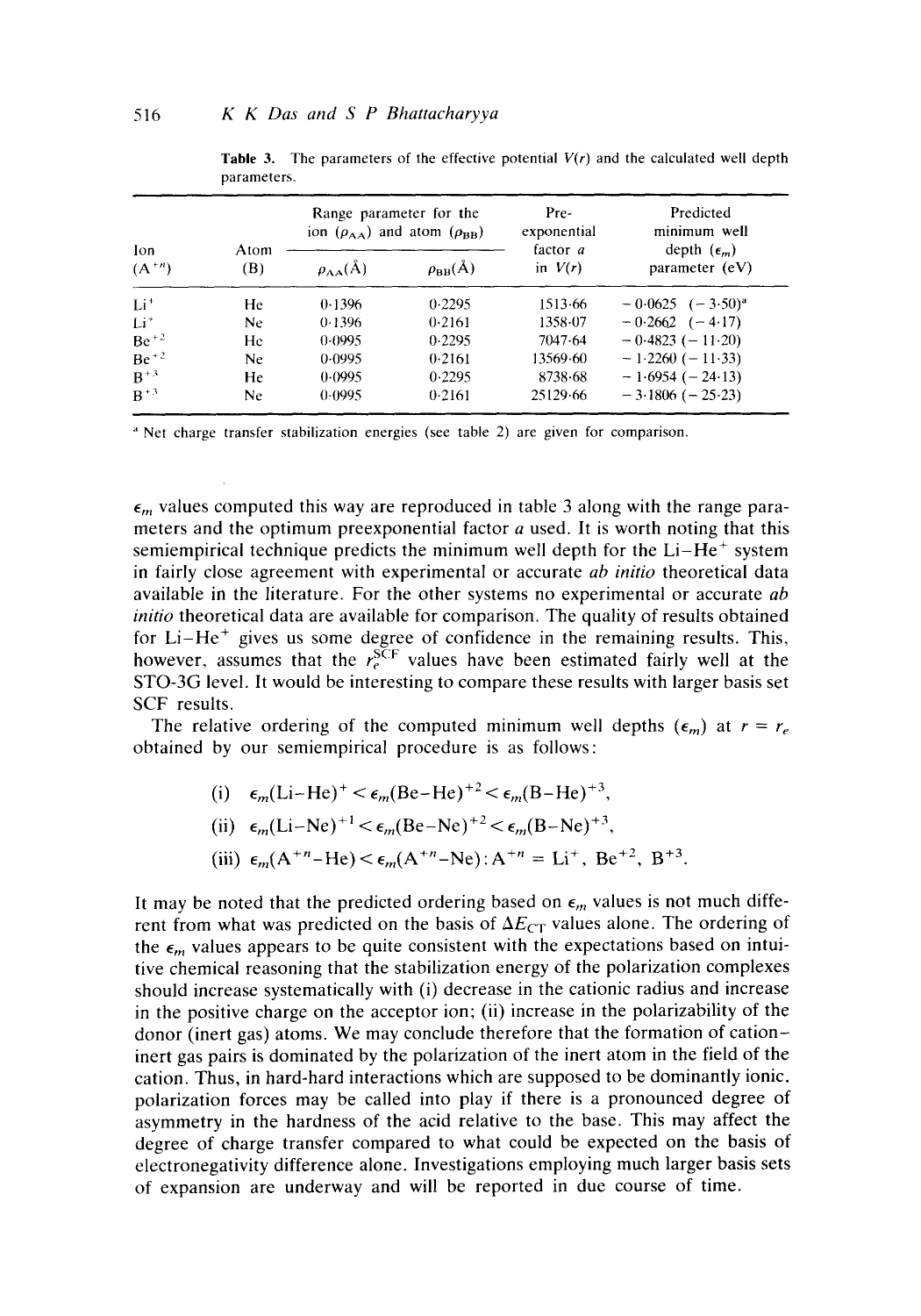**Table 3.** The parameters of the effective potential $V(r)$ and the calculated well depth parameters.

| Ion ($A^{+n}$) | Atom (B) | Range parameter for the ion ($\rho_{AA}$) and atom ($\rho_{BB}$) | | Pre-exponential factor $a$ in $V(r)$ | Predicted minimum well depth ($\epsilon_m$) parameter (eV) |
|---|---|---|---|---|---|
| | | $\rho_{AA}$(Å) | $\rho_{BB}$(Å) | | |
| $Li^+$ | He | 0·1396 | 0·2295 | 1513·66 | − 0·0625 (− 3·50)[a] |
| $Li^+$ | Ne | 0·1396 | 0·2161 | 1358·07 | − 0·2662 (− 4·17) |
| $Be^{+2}$ | He | 0·0995 | 0·2295 | 7047·64 | − 0·4823 (− 11·20) |
| $Be^{+2}$ | Ne | 0·0995 | 0·2161 | 13569·60 | − 1·2260 (− 11·33) |
| $B^{+3}$ | He | 0·0995 | 0·2295 | 8738·68 | − 1·6954 (− 24·13) |
| $B^{+3}$ | Ne | 0·0995 | 0·2161 | 25129·66 | − 3·1806 (− 25·23) |

[a] Net charge transfer stabilization energies (see table 2) are given for comparison.

$\epsilon_m$ values computed this way are reproduced in table 3 along with the range parameters and the optimum preexponential factor $a$ used. It is worth noting that this semiempirical technique predicts the minimum well depth for the Li–$He^+$ system in fairly close agreement with experimental or accurate *ab initio* theoretical data available in the literature. For the other systems no experimental or accurate *ab initio* theoretical data are available for comparison. The quality of results obtained for Li–$He^+$ gives us some degree of confidence in the remaining results. This, however, assumes that the $r_e^{SCF}$ values have been estimated fairly well at the STO-3G level. It would be interesting to compare these results with larger basis set SCF results.

The relative ordering of the computed minimum well depths ($\epsilon_m$) at $r = r_e$ obtained by our semiempirical procedure is as follows:

(i) $\epsilon_m(\text{Li–He})^+ < \epsilon_m(\text{Be–He})^{+2} < \epsilon_m(\text{B–He})^{+3}$,

(ii) $\epsilon_m(\text{Li–Ne})^{+1} < \epsilon_m(\text{Be–Ne})^{+2} < \epsilon_m(\text{B–Ne})^{+3}$,

(iii) $\epsilon_m(A^{+n}\text{–He}) < \epsilon_m(A^{+n}\text{–Ne}) : A^{+n} = Li^+,\ Be^{+2},\ B^{+3}$.

It may be noted that the predicted ordering based on $\epsilon_m$ values is not much different from what was predicted on the basis of $\Delta E_{CT}$ values alone. The ordering of the $\epsilon_m$ values appears to be quite consistent with the expectations based on intuitive chemical reasoning that the stabilization energy of the polarization complexes should increase systematically with (i) decrease in the cationic radius and increase in the positive charge on the acceptor ion; (ii) increase in the polarizability of the donor (inert gas) atoms. We may conclude therefore that the formation of cation–inert gas pairs is dominated by the polarization of the inert atom in the field of the cation. Thus, in hard-hard interactions which are supposed to be dominantly ionic, polarization forces may be called into play if there is a pronounced degree of asymmetry in the hardness of the acid relative to the base. This may affect the degree of charge transfer compared to what could be expected on the basis of electronegativity difference alone. Investigations employing much larger basis sets of expansion are underway and will be reported in due course of time.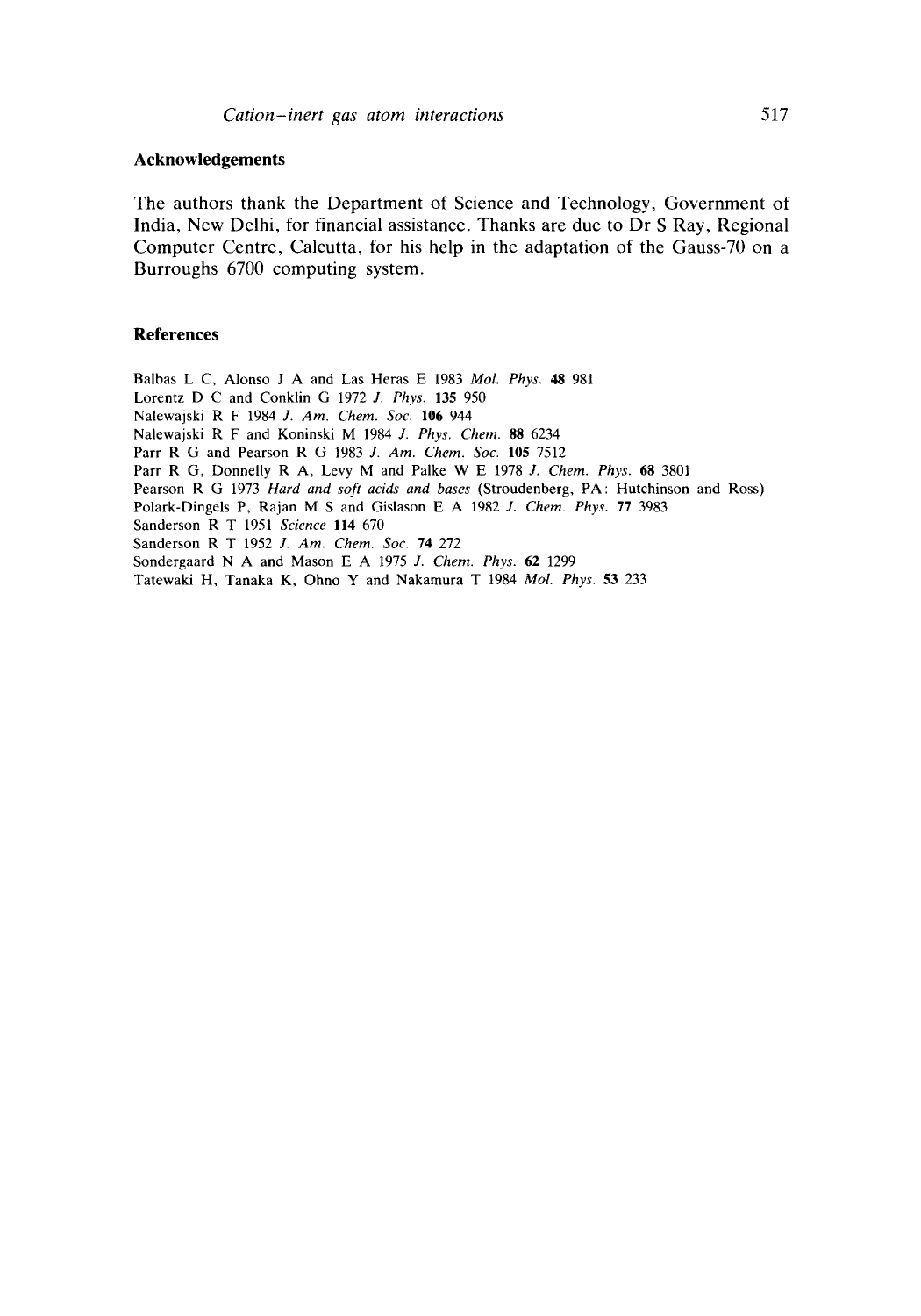## Acknowledgements

The authors thank the Department of Science and Technology, Government of India, New Delhi, for financial assistance. Thanks are due to Dr S Ray, Regional Computer Centre, Calcutta, for his help in the adaptation of the Gauss-70 on a Burroughs 6700 computing system.

## References

Balbas L C, Alonso J A and Las Heras E 1983 *Mol. Phys.* **48** 981

Lorentz D C and Conklin G 1972 *J. Phys.* **135** 950

Nalewajski R F 1984 *J. Am. Chem. Soc.* **106** 944

Nalewajski R F and Koninski M 1984 *J. Phys. Chem.* **88** 6234

Parr R G and Pearson R G 1983 *J. Am. Chem. Soc.* **105** 7512

Parr R G, Donnelly R A, Levy M and Palke W E 1978 *J. Chem. Phys.* **68** 3801

Pearson R G 1973 *Hard and soft acids and bases* (Stroudenberg, PA: Hutchinson and Ross)

Polark-Dingels P, Rajan M S and Gislason E A 1982 *J. Chem. Phys.* **77** 3983

Sanderson R T 1951 *Science* **114** 670

Sanderson R T 1952 *J. Am. Chem. Soc.* **74** 272

Sondergaard N A and Mason E A 1975 *J. Chem. Phys.* **62** 1299

Tatewaki H, Tanaka K, Ohno Y and Nakamura T 1984 *Mol. Phys.* **53** 233